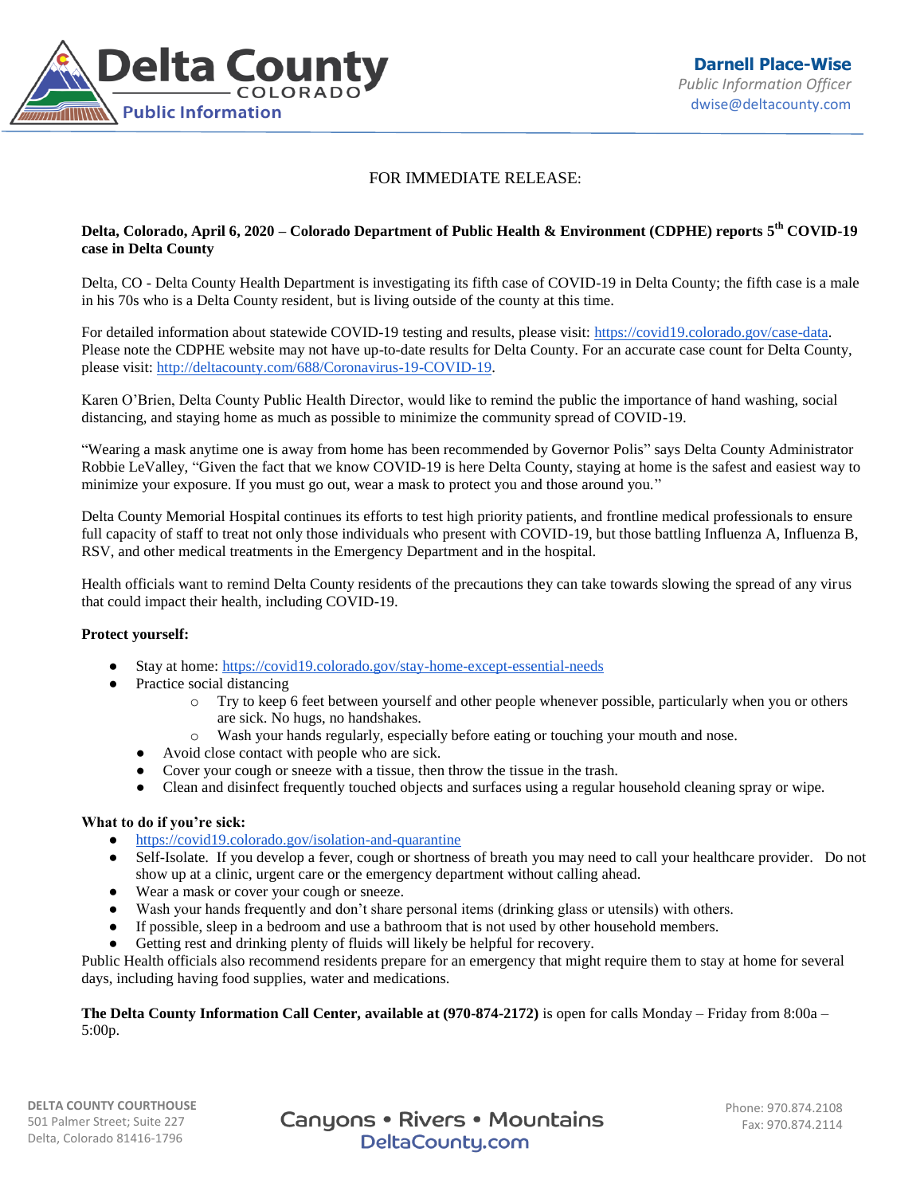**Delta County**
**COLORADO**
**Public Information**

**Darnell Place-Wise**
*Public Information Officer*
dwise@deltacounty.com

FOR IMMEDIATE RELEASE:

**Delta, Colorado, April 6, 2020 – Colorado Department of Public Health & Environment (CDPHE) reports 5th COVID-19 case in Delta County**

Delta, CO - Delta County Health Department is investigating its fifth case of COVID-19 in Delta County; the fifth case is a male in his 70s who is a Delta County resident, but is living outside of the county at this time.

For detailed information about statewide COVID-19 testing and results, please visit: https://covid19.colorado.gov/case-data. Please note the CDPHE website may not have up-to-date results for Delta County. For an accurate case count for Delta County, please visit: http://deltacounty.com/688/Coronavirus-19-COVID-19.

Karen O'Brien, Delta County Public Health Director, would like to remind the public the importance of hand washing, social distancing, and staying home as much as possible to minimize the community spread of COVID-19.

"Wearing a mask anytime one is away from home has been recommended by Governor Polis" says Delta County Administrator Robbie LeValley, "Given the fact that we know COVID-19 is here Delta County, staying at home is the safest and easiest way to minimize your exposure. If you must go out, wear a mask to protect you and those around you."

Delta County Memorial Hospital continues its efforts to test high priority patients, and frontline medical professionals to ensure full capacity of staff to treat not only those individuals who present with COVID-19, but those battling Influenza A, Influenza B, RSV, and other medical treatments in the Emergency Department and in the hospital.

Health officials want to remind Delta County residents of the precautions they can take towards slowing the spread of any virus that could impact their health, including COVID-19.

**Protect yourself:**

- Stay at home: https://covid19.colorado.gov/stay-home-except-essential-needs
- Practice social distancing
    - Try to keep 6 feet between yourself and other people whenever possible, particularly when you or others are sick. No hugs, no handshakes.
    - Wash your hands regularly, especially before eating or touching your mouth and nose.
- Avoid close contact with people who are sick.
- Cover your cough or sneeze with a tissue, then throw the tissue in the trash.
- Clean and disinfect frequently touched objects and surfaces using a regular household cleaning spray or wipe.

**What to do if you're sick:**

- https://covid19.colorado.gov/isolation-and-quarantine
- Self-Isolate. If you develop a fever, cough or shortness of breath you may need to call your healthcare provider. Do not show up at a clinic, urgent care or the emergency department without calling ahead.
- Wear a mask or cover your cough or sneeze.
- Wash your hands frequently and don't share personal items (drinking glass or utensils) with others.
- If possible, sleep in a bedroom and use a bathroom that is not used by other household members.
- Getting rest and drinking plenty of fluids will likely be helpful for recovery.

Public Health officials also recommend residents prepare for an emergency that might require them to stay at home for several days, including having food supplies, water and medications.

**The Delta County Information Call Center, available at (970-874-2172)** is open for calls Monday – Friday from 8:00a – 5:00p.

**DELTA COUNTY COURTHOUSE**
501 Palmer Street; Suite 227
Delta, Colorado 81416-1796

Canyons • Rivers • Mountains
DeltaCounty.com

Phone: 970.874.2108
Fax: 970.874.2114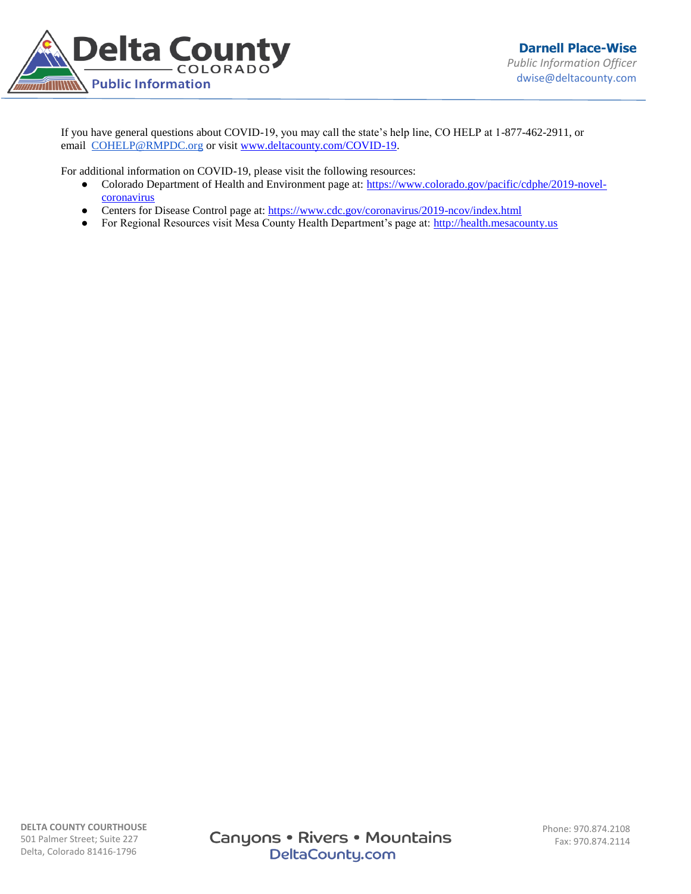If you have general questions about COVID-19, you may call the state's help line, CO HELP at 1-877-462-2911, or email COHELP@RMPDC.org or visit www.deltacounty.com/COVID-19.

For additional information on COVID-19, please visit the following resources:

- Colorado Department of Health and Environment page at: https://www.colorado.gov/pacific/cdphe/2019-novel-coronavirus
- Centers for Disease Control page at: https://www.cdc.gov/coronavirus/2019-ncov/index.html
- For Regional Resources visit Mesa County Health Department's page at: http://health.mesacounty.us